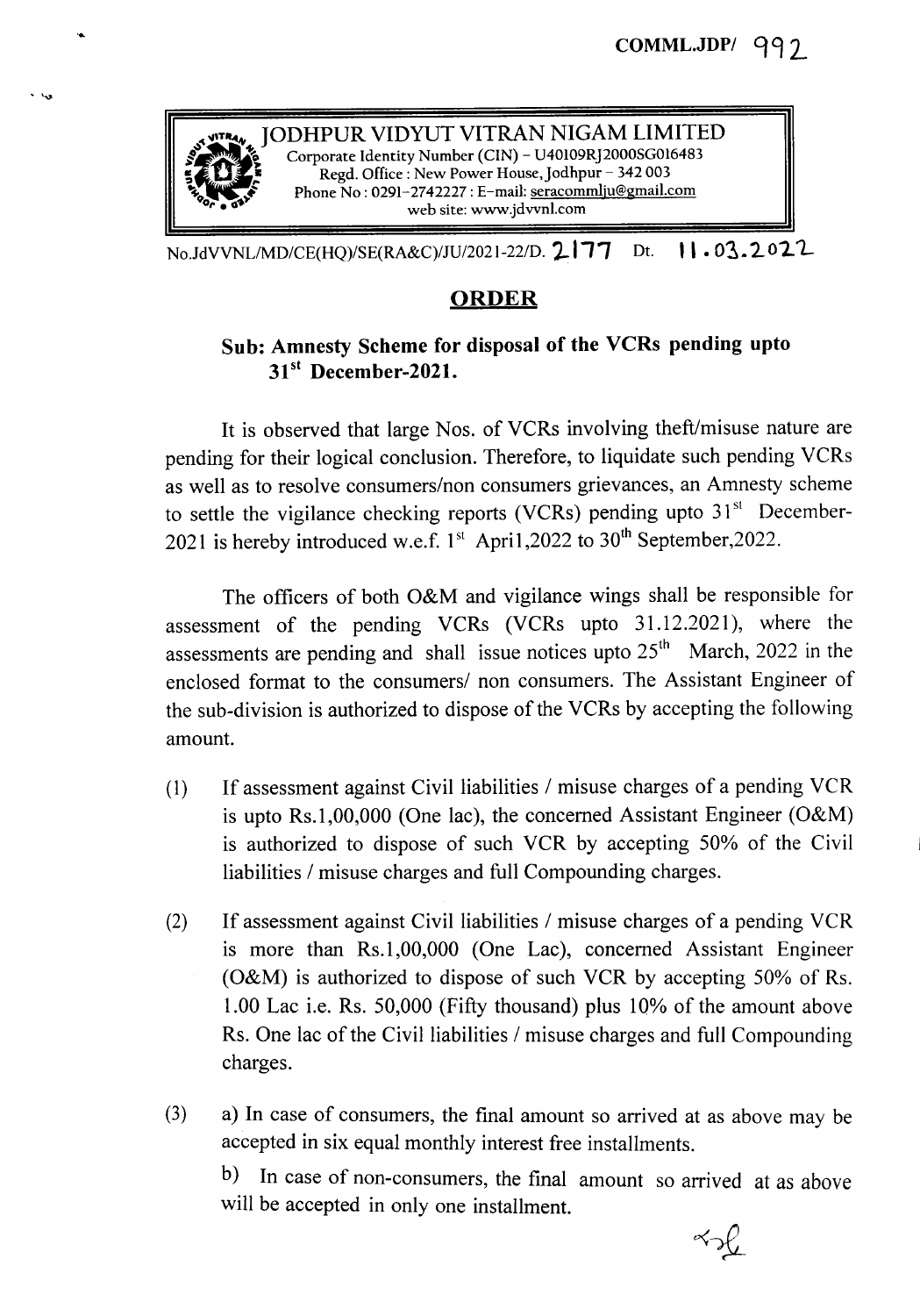COMML.JDP/ 992

**JODHPUR VIDYUT VITRAN NIGAM LIMITED**
Corporate Identity Number (CIN) – U40109RJ2000SG016483
Regd. Office : New Power House, Jodhpur – 342 003
Phone No : 0291-2742227 : E-mail: seracommlju@gmail.com
web site: www.jdvvnl.com

No.JdVVNL/MD/CE(HQ)/SE(RA&C)/JU/2021-22/D. 2177 Dt. 11.03.2022

## ORDER

### Sub: Amnesty Scheme for disposal of the VCRs pending upto 31st December-2021.

It is observed that large Nos. of VCRs involving theft/misuse nature are pending for their logical conclusion. Therefore, to liquidate such pending VCRs as well as to resolve consumers/non consumers grievances, an Amnesty scheme to settle the vigilance checking reports (VCRs) pending upto 31st December-2021 is hereby introduced w.e.f. 1st April,2022 to 30th September,2022.

The officers of both O&M and vigilance wings shall be responsible for assessment of the pending VCRs (VCRs upto 31.12.2021), where the assessments are pending and shall issue notices upto 25th March, 2022 in the enclosed format to the consumers/ non consumers. The Assistant Engineer of the sub-division is authorized to dispose of the VCRs by accepting the following amount.

(1) If assessment against Civil liabilities / misuse charges of a pending VCR is upto Rs.1,00,000 (One lac), the concerned Assistant Engineer (O&M) is authorized to dispose of such VCR by accepting 50% of the Civil liabilities / misuse charges and full Compounding charges.

(2) If assessment against Civil liabilities / misuse charges of a pending VCR is more than Rs.1,00,000 (One Lac), concerned Assistant Engineer (O&M) is authorized to dispose of such VCR by accepting 50% of Rs. 1.00 Lac i.e. Rs. 50,000 (Fifty thousand) plus 10% of the amount above Rs. One lac of the Civil liabilities / misuse charges and full Compounding charges.

(3) a) In case of consumers, the final amount so arrived at as above may be accepted in six equal monthly interest free installments.

b) In case of non-consumers, the final amount so arrived at as above will be accepted in only one installment.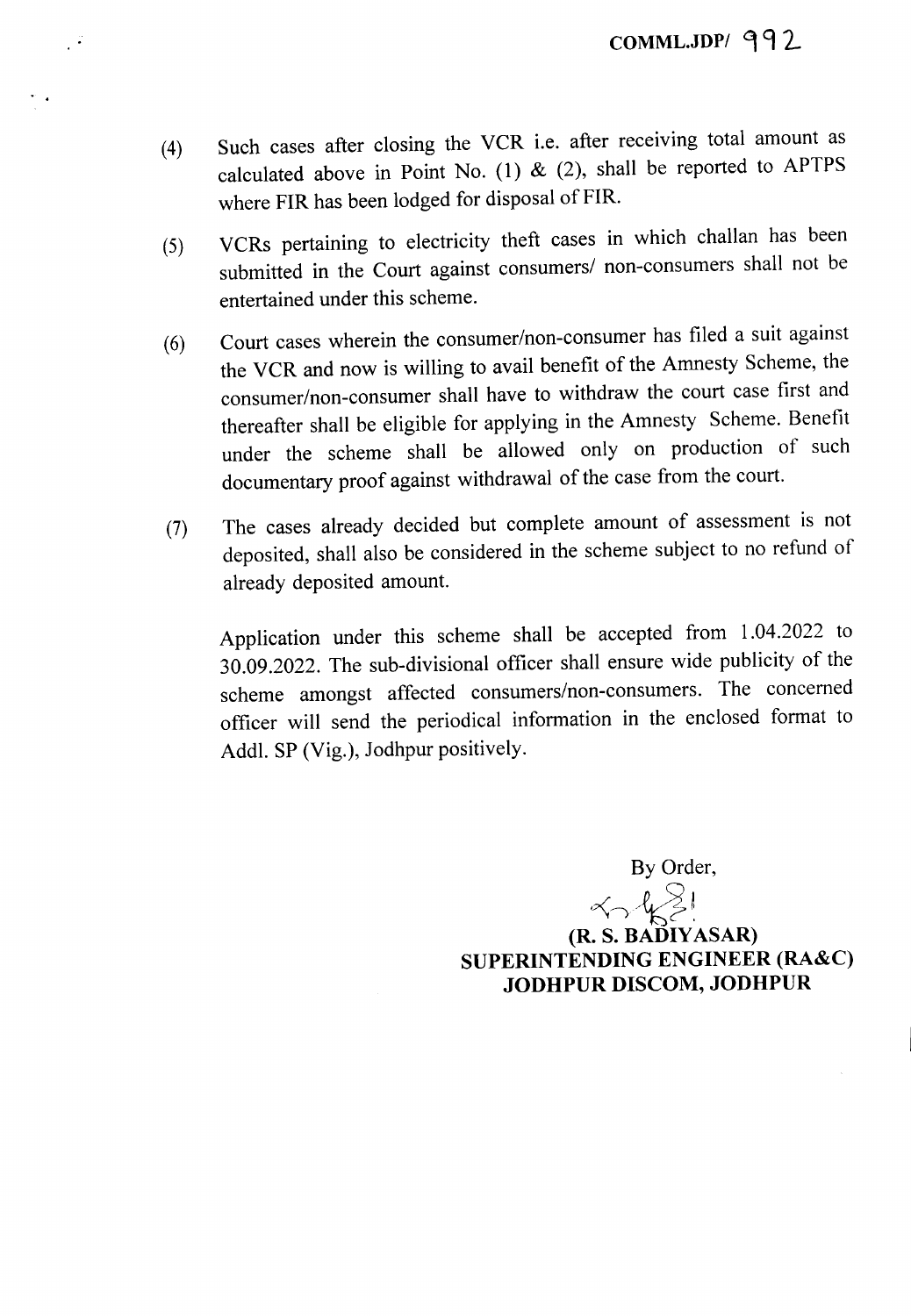COMML.JDP/ 992

(4) Such cases after closing the VCR i.e. after receiving total amount as calculated above in Point No. (1) & (2), shall be reported to APTPS where FIR has been lodged for disposal of FIR.

(5) VCRs pertaining to electricity theft cases in which challan has been submitted in the Court against consumers/ non-consumers shall not be entertained under this scheme.

(6) Court cases wherein the consumer/non-consumer has filed a suit against the VCR and now is willing to avail benefit of the Amnesty Scheme, the consumer/non-consumer shall have to withdraw the court case first and thereafter shall be eligible for applying in the Amnesty Scheme. Benefit under the scheme shall be allowed only on production of such documentary proof against withdrawal of the case from the court.

(7) The cases already decided but complete amount of assessment is not deposited, shall also be considered in the scheme subject to no refund of already deposited amount.

Application under this scheme shall be accepted from 1.04.2022 to 30.09.2022. The sub-divisional officer shall ensure wide publicity of the scheme amongst affected consumers/non-consumers. The concerned officer will send the periodical information in the enclosed format to Addl. SP (Vig.), Jodhpur positively.

By Order,

**(R. S. BADIYASAR)**
**SUPERINTENDING ENGINEER (RA&C)**
**JODHPUR DISCOM, JODHPUR**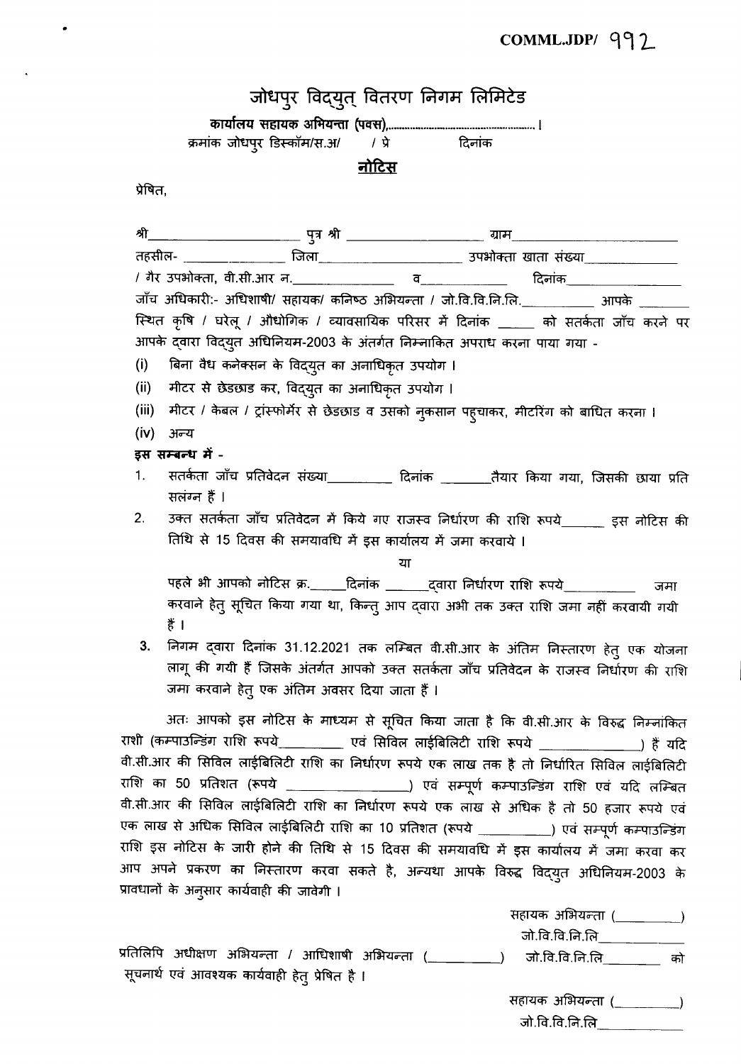COMML.JDP/ 992

# जोधपुर विद्युत् वितरण निगम लिमिटेड

**कार्यालय सहायक अभियन्ता (पवस),.............................................।**

क्रमांक जोधपुर डिस्कॉम/स.अ/ / प्रे दिनांक

## नोटिस

प्रेषित,

श्री______________________ पुत्र श्री ___________________ ग्राम______________________

तहसील- _______________ जिला____________________ उपभोक्ता खाता संख्या_____________

/ गैर उपभोक्ता, वी.सी.आर न._______________ व____________ दिनांक________________

जाँच अधिकारी:- अधिशाषी/ सहायक/ कनिष्ठ अभियन्ता / जो.वि.वि.नि.लि.__________ आपके _______ स्थित कृषि / घरेलू / औद्योगिक / व्यावसायिक परिसर में दिनांक _____ को सतर्कता जाँच करने पर आपके द्वारा विद्युत अधिनियम-2003 के अंतर्गत निम्नांकित अपराध करना पाया गया -

(i) बिना वैध कनेक्सन के विद्युत का अनाधिकृत उपयोग ।

(ii) मीटर से छेडछाड कर, विद्युत का अनाधिकृत उपयोग ।

(iii) मीटर / केबल / ट्रांस्फोर्मेर से छेडछाड व उसको नुकसान पहुचाकर, मीटरिंग को बाधित करना ।

(iv) अन्य

**इस सम्बन्ध में -**

1. सतर्कता जाँच प्रतिवेदन संख्या_________ दिनांक _______तैयार किया गया, जिसकी छाया प्रति सलंग्न हैं ।
2. उक्त सतर्कता जाँच प्रतिवेदन में किये गए राजस्व निर्धारण की राशि रूपये______ इस नोटिस की तिथि से 15 दिवस की समयावधि में इस कार्यालय में जमा करवाये ।

   या

   पहले भी आपको नोटिस क्र._____दिनांक _______द्वारा निर्धारण राशि रूपये__________ जमा करवाने हेतु सूचित किया गया था, किन्तु आप द्वारा अभी तक उक्त राशि जमा नहीं करवायी गयी हैं ।
3. निगम द्वारा दिनांक 31.12.2021 तक लम्बित वी.सी.आर के अंतिम निस्तारण हेतु एक योजना लागू की गयी हैं जिसके अंतर्गत आपको उक्त सतर्कता जाँच प्रतिवेदन के राजस्व निर्धारण की राशि जमा करवाने हेतु एक अंतिम अवसर दिया जाता हैं ।

अतः आपको इस नोटिस के माध्यम से सूचित किया जाता है कि वी.सी.आर के विरुद्ध निम्नांकित राशी (कम्पाउन्डिंग राशि रूपये_________ एवं सिविल लाईबिलिटी राशि रूपये ______________) हैं यदि वी.सी.आर की सिविल लाईबिलिटी राशि का निर्धारण रूपये एक लाख तक है तो निर्धारित सिविल लाईबिलिटी राशि का 50 प्रतिशत (रूपये _________________) एवं सम्पूर्ण कम्पाउन्डिंग राशि एवं यदि लम्बित वी.सी.आर की सिविल लाईबिलिटी राशि का निर्धारण रूपये एक लाख से अधिक है तो 50 हजार रूपये एवं एक लाख से अधिक सिविल लाईबिलिटी राशि का 10 प्रतिशत (रूपये __________) एवं सम्पूर्ण कम्पाउन्डिंग राशि इस नोटिस के जारी होने की तिथि से 15 दिवस की समयावधि में इस कार्यालय में जमा करवा कर आप अपने प्रकरण का निस्तारण करवा सकते है, अन्यथा आपके विरुद्ध विद्युत अधिनियम-2003 के प्रावधानों के अनुसार कार्यवाही की जावेगी ।

सहायक अभियन्ता (_________)
जो.वि.वि.नि.लि_____________

प्रतिलिपि अधीक्षण अभियन्ता / आधिशाषी अभियन्ता (__________) जो.वि.वि.नि.लि________ को सूचनार्थ एवं आवश्यक कार्यवाही हेतु प्रेषित है ।

सहायक अभियन्ता (_________)
जो.वि.वि.नि.लि_____________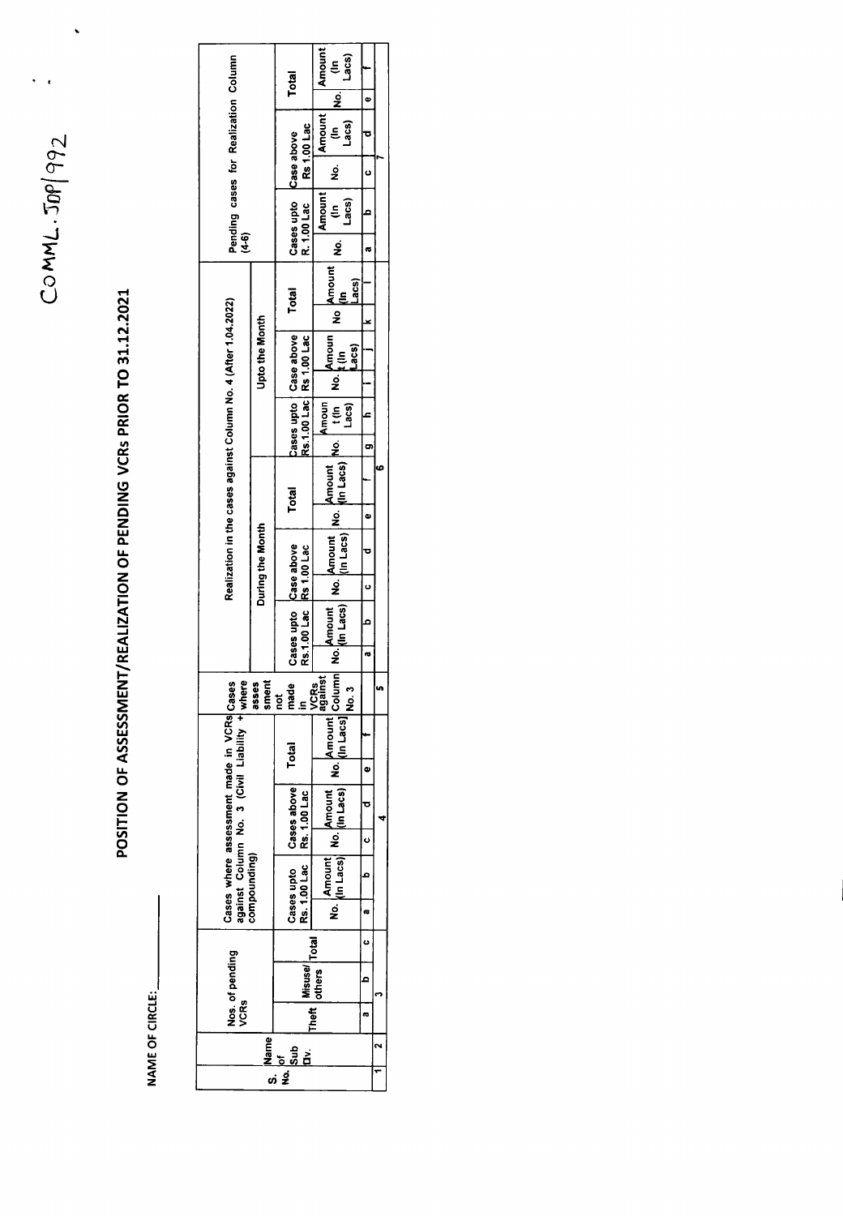COMML. JDP/992

# POSITION OF ASSESSMENT/REALIZATION OF PENDING VCRs PRIOR TO 31.12.2021

NAME OF CIRCLE: ___________

| S. No. | Name of Sub Dv. | Nos. of pending VCRs | | | Cases where assessment made in VCRs against Column No. 3 (Civil Liability + compounding) | | | | | | Cases where assessment not made in VCRs against Column No. 3 | Realization in the cases against Column No. 4 (After 1.04.2022) | | | | | | | | | | | | Pending cases for Realization Column (4-6) | | | | | |
|---|---|---|---|---|---|---|---|---|---|---|---|---|---|---|---|---|---|---|---|---|---|---|---|---|---|---|---|---|---|
| | | | | | | | | | | | | During the Month | | | | | | Upto the Month | | | | | | | | | | | |
| | | | | | Cases upto Rs. 1.00 Lac | | Cases above Rs. 1.00 Lac | | Total | | | Cases upto Rs.1.00 Lac | | Case above Rs 1.00 Lac | | Total | | Cases upto Rs.1.00 Lac | | Case above Rs 1.00 Lac | | Total | | Cases upto R. 1.00 Lac | | Case above Rs 1.00 Lac | | Total | |
| | | Theft | Misuse/ others | Total | No. | Amount (In Lacs) | No. | Amount (In Lacs) | No. | Amount (In Lacs) | | No. | Amount (In Lacs) | No. | Amount (In Lacs) | No. | Amount (In Lacs) | No. | Amount (In Lacs) | No. | Amount (In Lacs) | No | Amount (In Lacs) | No. | Amount (In Lacs) | No. | Amount (In Lacs) | No. | Amount (In Lacs) |
| | | a | b | c | a | b | c | d | e | f | | a | b | c | d | e | f | g | h | i | j | k | l | a | b | c | d | e | f |
| 1 | 2 | 3 | | | 4 | | | | | | 5 | 6 | | | | | | | | | | | | 7 | | | | | |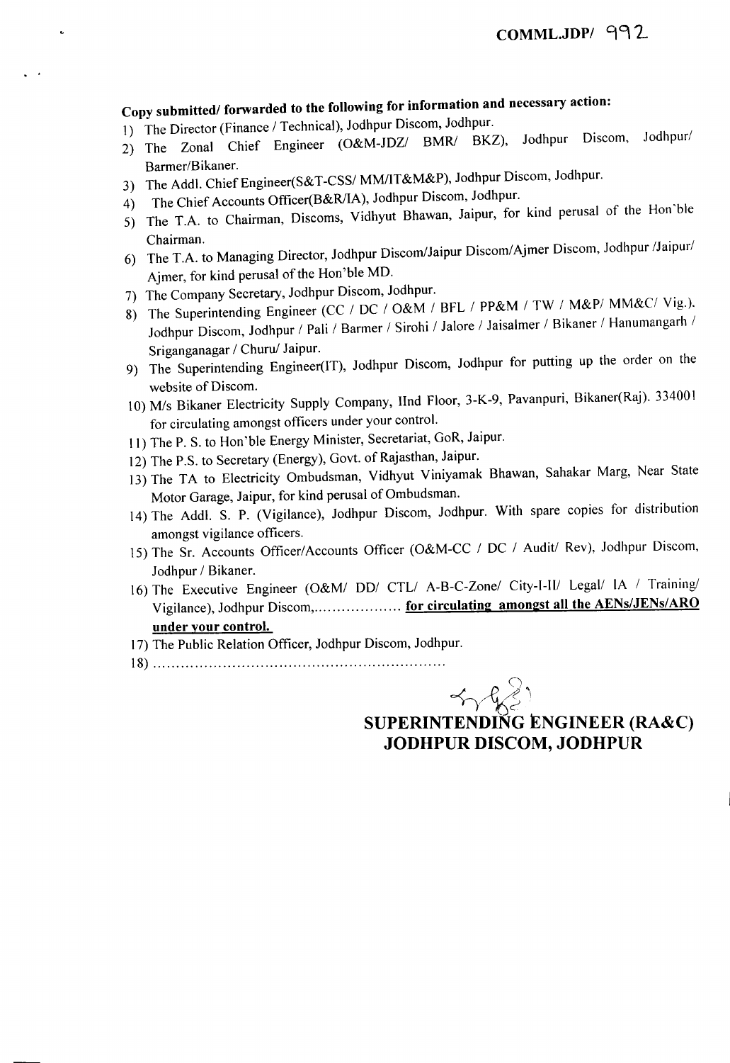COMML.JDP/ 992

**Copy submitted/ forwarded to the following for information and necessary action:**

1) The Director (Finance / Technical), Jodhpur Discom, Jodhpur.
2) The Zonal Chief Engineer (O&M-JDZ/ BMR/ BKZ), Jodhpur Discom, Jodhpur/ Barmer/Bikaner.
3) The Addl. Chief Engineer(S&T-CSS/ MM/IT&M&P), Jodhpur Discom, Jodhpur.
4) The Chief Accounts Officer(B&R/IA), Jodhpur Discom, Jodhpur.
5) The T.A. to Chairman, Discoms, Vidhyut Bhawan, Jaipur, for kind perusal of the Hon'ble Chairman.
6) The T.A. to Managing Director, Jodhpur Discom/Jaipur Discom/Ajmer Discom, Jodhpur /Jaipur/ Ajmer, for kind perusal of the Hon'ble MD.
7) The Company Secretary, Jodhpur Discom, Jodhpur.
8) The Superintending Engineer (CC / DC / O&M / BFL / PP&M / TW / M&P/ MM&C/ Vig.). Jodhpur Discom, Jodhpur / Pali / Barmer / Sirohi / Jalore / Jaisalmer / Bikaner / Hanumangarh / Sriganganagar / Churu/ Jaipur.
9) The Superintending Engineer(IT), Jodhpur Discom, Jodhpur for putting up the order on the website of Discom.
10) M/s Bikaner Electricity Supply Company, IInd Floor, 3-K-9, Pavanpuri, Bikaner(Raj). 334001 for circulating amongst officers under your control.
11) The P. S. to Hon'ble Energy Minister, Secretariat, GoR, Jaipur.
12) The P.S. to Secretary (Energy), Govt. of Rajasthan, Jaipur.
13) The TA to Electricity Ombudsman, Vidhyut Viniyamak Bhawan, Sahakar Marg, Near State Motor Garage, Jaipur, for kind perusal of Ombudsman.
14) The Addl. S. P. (Vigilance), Jodhpur Discom, Jodhpur. With spare copies for distribution amongst vigilance officers.
15) The Sr. Accounts Officer/Accounts Officer (O&M-CC / DC / Audit/ Rev), Jodhpur Discom, Jodhpur / Bikaner.
16) The Executive Engineer (O&M/ DD/ CTL/ A-B-C-Zone/ City-I-II/ Legal/ IA / Training/ Vigilance), Jodhpur Discom,.................. **<u>for circulating amongst all the AENs/JENs/ARO under your control.</u>**
17) The Public Relation Officer, Jodhpur Discom, Jodhpur.
18) ..............................................................

**SUPERINTENDING ENGINEER (RA&C)**
**JODHPUR DISCOM, JODHPUR**